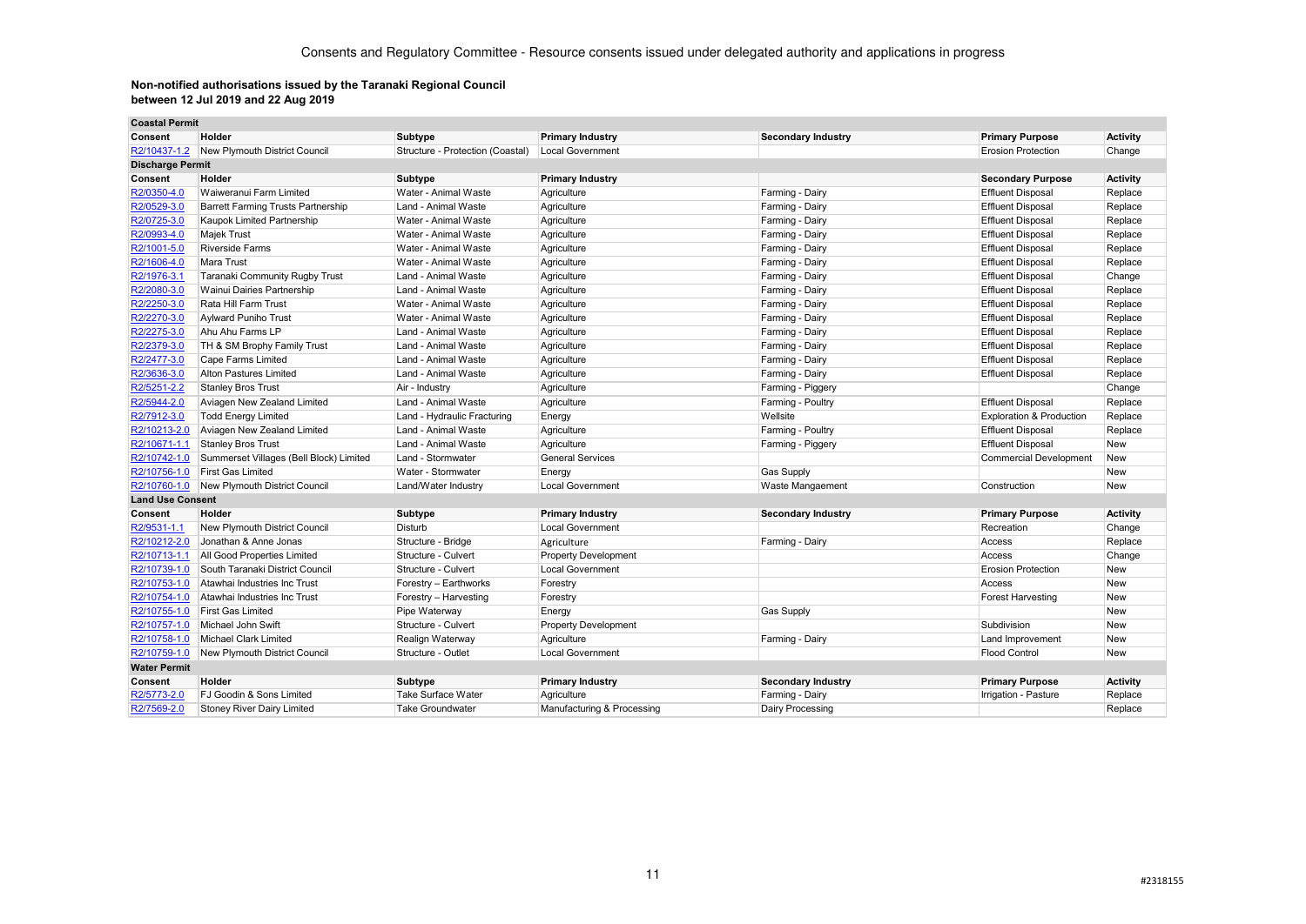# Consents and Regulatory Committee - Resource consents issued under delegated authority and applications in progress

**Non-notified authorisations issued by the Taranaki Regional Council between 12 Jul 2019 and 22 Aug 2019**

| **Coastal Permit** | | | | | | |
|---|---|---|---|---|---|---|
| **Consent** | **Holder** | **Subtype** | **Primary Industry** | **Secondary Industry** | **Primary Purpose** | **Activity** |
| R2/10437-1.2 | New Plymouth District Council | Structure - Protection (Coastal) | Local Government | | Erosion Protection | Change |
| **Discharge Permit** | | | | | | |
| **Consent** | **Holder** | **Subtype** | **Primary Industry** | | **Secondary Purpose** | **Activity** |
| R2/0350-4.0 | Waiweranui Farm Limited | Water - Animal Waste | Agriculture | Farming - Dairy | Effluent Disposal | Replace |
| R2/0529-3.0 | Barrett Farming Trusts Partnership | Land - Animal Waste | Agriculture | Farming - Dairy | Effluent Disposal | Replace |
| R2/0725-3.0 | Kaupok Limited Partnership | Water - Animal Waste | Agriculture | Farming - Dairy | Effluent Disposal | Replace |
| R2/0993-4.0 | Majek Trust | Water - Animal Waste | Agriculture | Farming - Dairy | Effluent Disposal | Replace |
| R2/1001-5.0 | Riverside Farms | Water - Animal Waste | Agriculture | Farming - Dairy | Effluent Disposal | Replace |
| R2/1606-4.0 | Mara Trust | Water - Animal Waste | Agriculture | Farming - Dairy | Effluent Disposal | Replace |
| R2/1976-3.1 | Taranaki Community Rugby Trust | Land - Animal Waste | Agriculture | Farming - Dairy | Effluent Disposal | Change |
| R2/2080-3.0 | Wainui Dairies Partnership | Land - Animal Waste | Agriculture | Farming - Dairy | Effluent Disposal | Replace |
| R2/2250-3.0 | Rata Hill Farm Trust | Water - Animal Waste | Agriculture | Farming - Dairy | Effluent Disposal | Replace |
| R2/2270-3.0 | Aylward Puniho Trust | Water - Animal Waste | Agriculture | Farming - Dairy | Effluent Disposal | Replace |
| R2/2275-3.0 | Ahu Ahu Farms LP | Land - Animal Waste | Agriculture | Farming - Dairy | Effluent Disposal | Replace |
| R2/2379-3.0 | TH & SM Brophy Family Trust | Land - Animal Waste | Agriculture | Farming - Dairy | Effluent Disposal | Replace |
| R2/2477-3.0 | Cape Farms Limited | Land - Animal Waste | Agriculture | Farming - Dairy | Effluent Disposal | Replace |
| R2/3636-3.0 | Alton Pastures Limited | Land - Animal Waste | Agriculture | Farming - Dairy | Effluent Disposal | Replace |
| R2/5251-2.2 | Stanley Bros Trust | Air - Industry | Agriculture | Farming - Piggery | | Change |
| R2/5944-2.0 | Aviagen New Zealand Limited | Land - Animal Waste | Agriculture | Farming - Poultry | Effluent Disposal | Replace |
| R2/7912-3.0 | Todd Energy Limited | Land - Hydraulic Fracturing | Energy | Wellsite | Exploration & Production | Replace |
| R2/10213-2.0 | Aviagen New Zealand Limited | Land - Animal Waste | Agriculture | Farming - Poultry | Effluent Disposal | Replace |
| R2/10671-1.1 | Stanley Bros Trust | Land - Animal Waste | Agriculture | Farming - Piggery | Effluent Disposal | New |
| R2/10742-1.0 | Summerset Villages (Bell Block) Limited | Land - Stormwater | General Services | | Commercial Development | New |
| R2/10756-1.0 | First Gas Limited | Water - Stormwater | Energy | Gas Supply | | New |
| R2/10760-1.0 | New Plymouth District Council | Land/Water Industry | Local Government | Waste Mangaement | Construction | New |
| **Land Use Consent** | | | | | | |
| **Consent** | **Holder** | **Subtype** | **Primary Industry** | **Secondary Industry** | **Primary Purpose** | **Activity** |
| R2/9531-1.1 | New Plymouth District Council | Disturb | Local Government | | Recreation | Change |
| R2/10212-2.0 | Jonathan & Anne Jonas | Structure - Bridge | Agriculture | Farming - Dairy | Access | Replace |
| R2/10713-1.1 | All Good Properties Limited | Structure - Culvert | Property Development | | Access | Change |
| R2/10739-1.0 | South Taranaki District Council | Structure - Culvert | Local Government | | Erosion Protection | New |
| R2/10753-1.0 | Atawhai Industries Inc Trust | Forestry – Earthworks | Forestry | | Access | New |
| R2/10754-1.0 | Atawhai Industries Inc Trust | Forestry – Harvesting | Forestry | | Forest Harvesting | New |
| R2/10755-1.0 | First Gas Limited | Pipe Waterway | Energy | Gas Supply | | New |
| R2/10757-1.0 | Michael John Swift | Structure - Culvert | Property Development | | Subdivision | New |
| R2/10758-1.0 | Michael Clark Limited | Realign Waterway | Agriculture | Farming - Dairy | Land Improvement | New |
| R2/10759-1.0 | New Plymouth District Council | Structure - Outlet | Local Government | | Flood Control | New |
| **Water Permit** | | | | | | |
| **Consent** | **Holder** | **Subtype** | **Primary Industry** | **Secondary Industry** | **Primary Purpose** | **Activity** |
| R2/5773-2.0 | FJ Goodin & Sons Limited | Take Surface Water | Agriculture | Farming - Dairy | Irrigation - Pasture | Replace |
| R2/7569-2.0 | Stoney River Dairy Limited | Take Groundwater | Manufacturing & Processing | Dairy Processing | | Replace |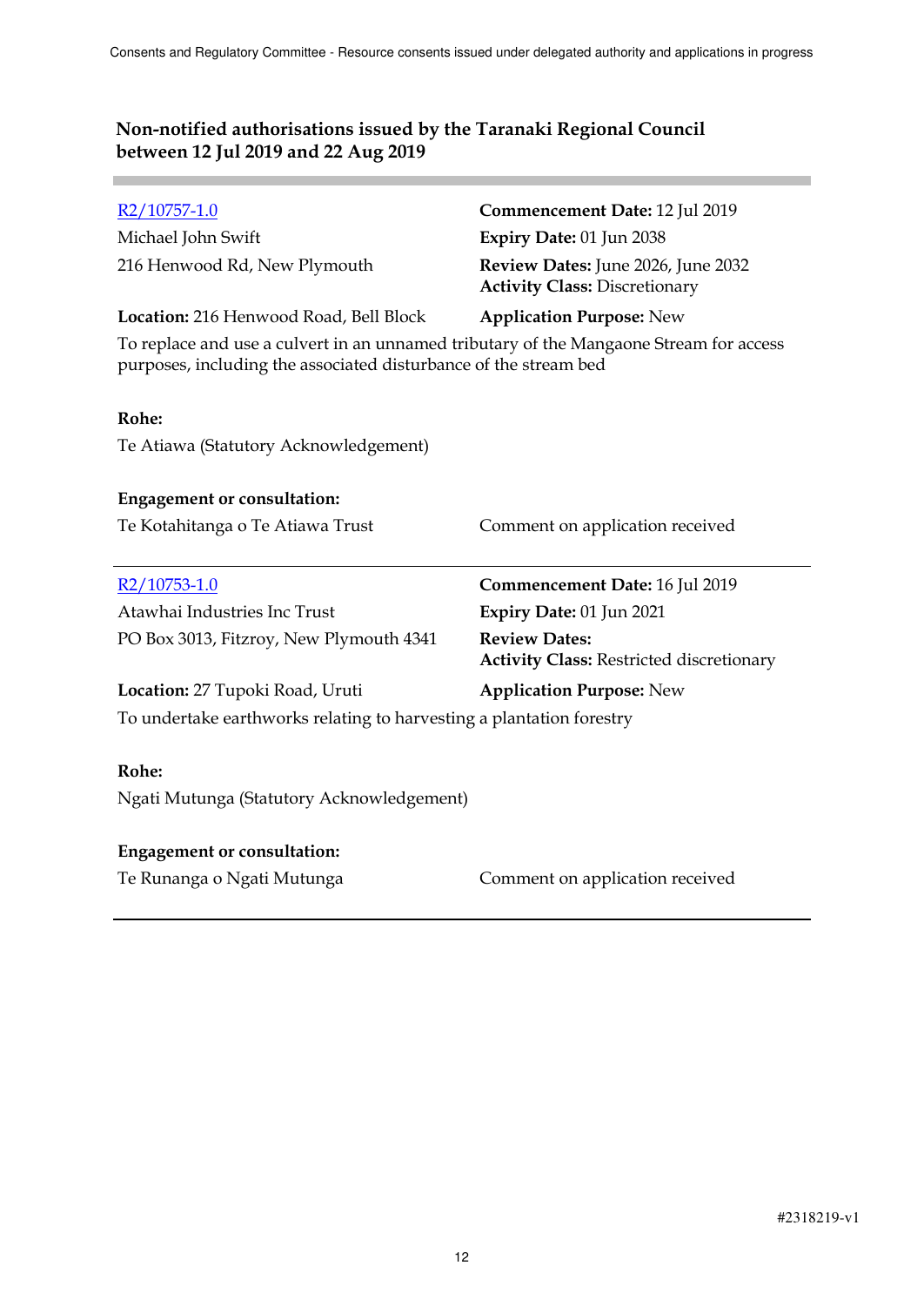## Non-notified authorisations issued by the Taranaki Regional Council between 12 Jul 2019 and 22 Aug 2019

---

[R2/10757-1.0](R2/10757-1.0)
Michael John Swift
216 Henwood Rd, New Plymouth

**Commencement Date:** 12 Jul 2019
**Expiry Date:** 01 Jun 2038
**Review Dates:** June 2026, June 2032
**Activity Class:** Discretionary

**Location:** 216 Henwood Road, Bell Block
**Application Purpose:** New

To replace and use a culvert in an unnamed tributary of the Mangaone Stream for access purposes, including the associated disturbance of the stream bed

**Rohe:**

Te Atiawa (Statutory Acknowledgement)

**Engagement or consultation:**

Te Kotahitanga o Te Atiawa Trust — Comment on application received

---

[R2/10753-1.0](R2/10753-1.0)
Atawhai Industries Inc Trust
PO Box 3013, Fitzroy, New Plymouth 4341

**Commencement Date:** 16 Jul 2019
**Expiry Date:** 01 Jun 2021
**Review Dates:**
**Activity Class:** Restricted discretionary

**Location:** 27 Tupoki Road, Uruti
**Application Purpose:** New

To undertake earthworks relating to harvesting a plantation forestry

**Rohe:**

Ngati Mutunga (Statutory Acknowledgement)

**Engagement or consultation:**

Te Runanga o Ngati Mutunga — Comment on application received

---

#2318219-v1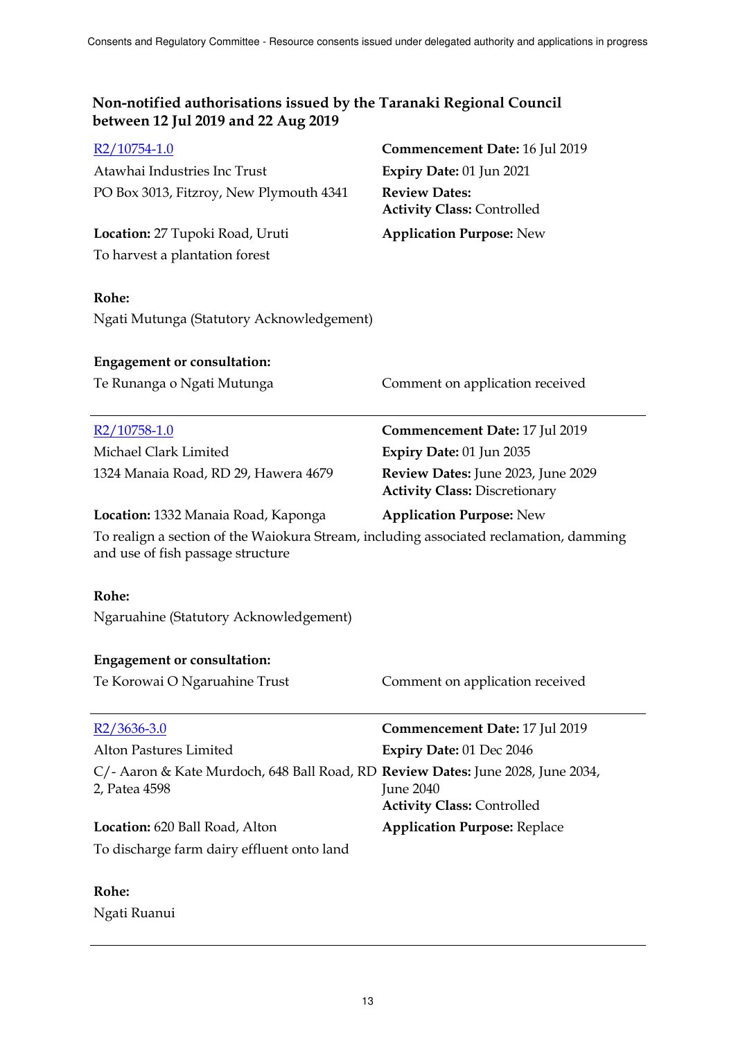## Non-notified authorisations issued by the Taranaki Regional Council between 12 Jul 2019 and 22 Aug 2019

R2/10754-1.0
Atawhai Industries Inc Trust
PO Box 3013, Fitzroy, New Plymouth 4341

**Commencement Date:** 16 Jul 2019
**Expiry Date:** 01 Jun 2021
**Review Dates:**
**Activity Class:** Controlled

**Location:** 27 Tupoki Road, Uruti
**Application Purpose:** New

To harvest a plantation forest

**Rohe:**
Ngati Mutunga (Statutory Acknowledgement)

**Engagement or consultation:**

| | |
|---|---|
| Te Runanga o Ngati Mutunga | Comment on application received |

---

R2/10758-1.0
Michael Clark Limited
1324 Manaia Road, RD 29, Hawera 4679

**Commencement Date:** 17 Jul 2019
**Expiry Date:** 01 Jun 2035
**Review Dates:** June 2023, June 2029
**Activity Class:** Discretionary

**Location:** 1332 Manaia Road, Kaponga
**Application Purpose:** New

To realign a section of the Waiokura Stream, including associated reclamation, damming and use of fish passage structure

**Rohe:**
Ngaruahine (Statutory Acknowledgement)

**Engagement or consultation:**

| | |
|---|---|
| Te Korowai O Ngaruahine Trust | Comment on application received |

---

R2/3636-3.0
Alton Pastures Limited
C/- Aaron & Kate Murdoch, 648 Ball Road, RD 2, Patea 4598

**Commencement Date:** 17 Jul 2019
**Expiry Date:** 01 Dec 2046
**Review Dates:** June 2028, June 2034, June 2040
**Activity Class:** Controlled

**Location:** 620 Ball Road, Alton
**Application Purpose:** Replace

To discharge farm dairy effluent onto land

**Rohe:**
Ngati Ruanui

---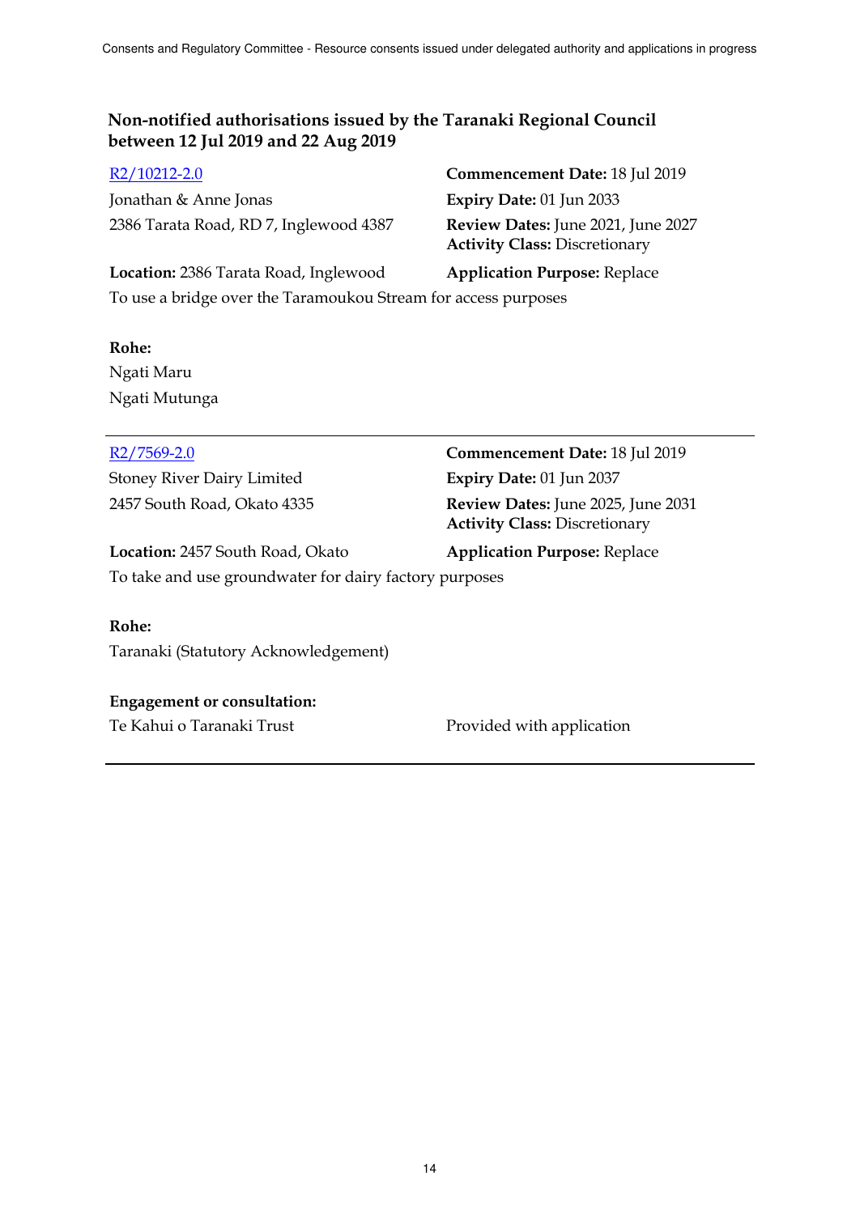## Non-notified authorisations issued by the Taranaki Regional Council between 12 Jul 2019 and 22 Aug 2019

[R2/10212-2.0](R2/10212-2.0)

Jonathan & Anne Jonas

2386 Tarata Road, RD 7, Inglewood 4387

**Commencement Date:** 18 Jul 2019

**Expiry Date:** 01 Jun 2033

**Review Dates:** June 2021, June 2027

**Activity Class:** Discretionary

**Location:** 2386 Tarata Road, Inglewood

**Application Purpose:** Replace

To use a bridge over the Taramoukou Stream for access purposes

**Rohe:**

Ngati Maru

Ngati Mutunga

---

[R2/7569-2.0](R2/7569-2.0)

Stoney River Dairy Limited

2457 South Road, Okato 4335

**Commencement Date:** 18 Jul 2019

**Expiry Date:** 01 Jun 2037

**Review Dates:** June 2025, June 2031

**Activity Class:** Discretionary

**Location:** 2457 South Road, Okato

**Application Purpose:** Replace

To take and use groundwater for dairy factory purposes

**Rohe:**

Taranaki (Statutory Acknowledgement)

**Engagement or consultation:**

| | |
|---|---|
| Te Kahui o Taranaki Trust | Provided with application |

---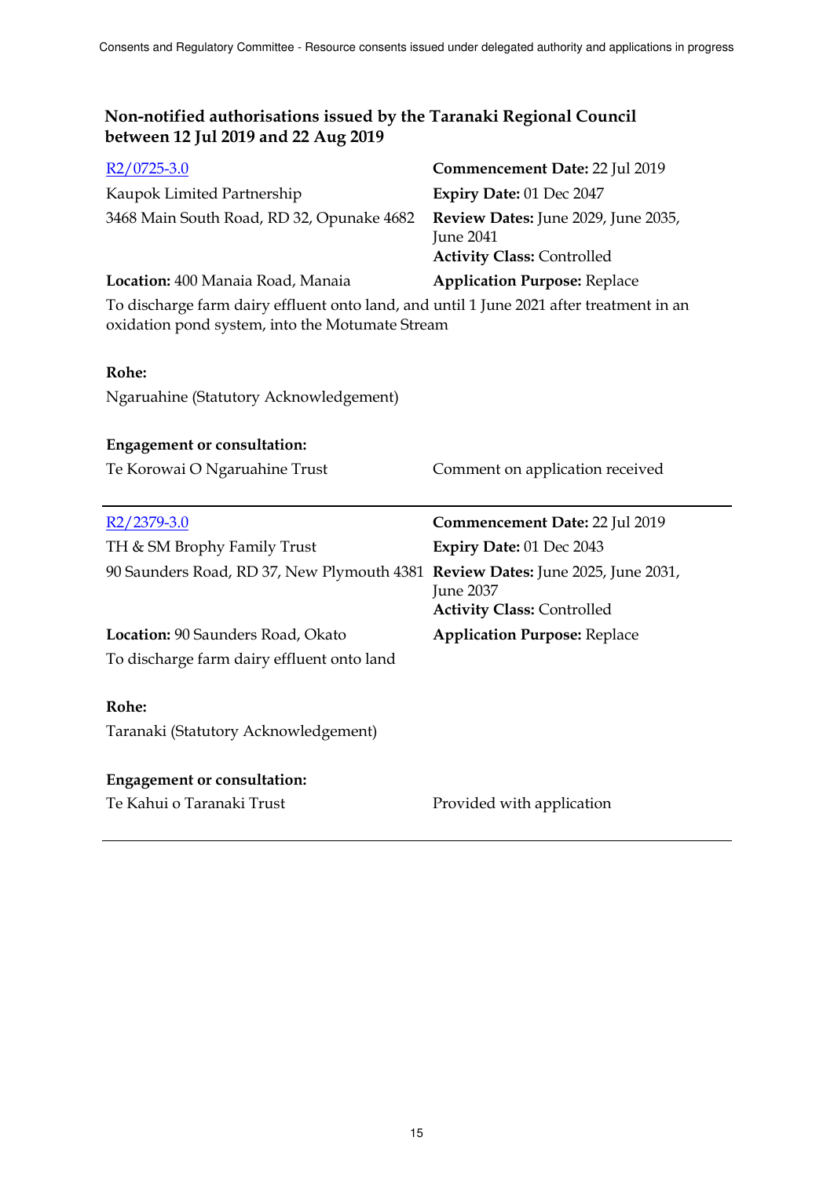## Non-notified authorisations issued by the Taranaki Regional Council between 12 Jul 2019 and 22 Aug 2019

[R2/0725-3.0](R2/0725-3.0)

Kaupok Limited Partnership
3468 Main South Road, RD 32, Opunake 4682

**Commencement Date:** 22 Jul 2019
**Expiry Date:** 01 Dec 2047
**Review Dates:** June 2029, June 2035, June 2041
**Activity Class:** Controlled

**Location:** 400 Manaia Road, Manaia
**Application Purpose:** Replace

To discharge farm dairy effluent onto land, and until 1 June 2021 after treatment in an oxidation pond system, into the Motumate Stream

**Rohe:**

Ngaruahine (Statutory Acknowledgement)

**Engagement or consultation:**

| | |
|---|---|
| Te Korowai O Ngaruahine Trust | Comment on application received |

---

[R2/2379-3.0](R2/2379-3.0)

TH & SM Brophy Family Trust
90 Saunders Road, RD 37, New Plymouth 4381

**Commencement Date:** 22 Jul 2019
**Expiry Date:** 01 Dec 2043
**Review Dates:** June 2025, June 2031, June 2037
**Activity Class:** Controlled

**Location:** 90 Saunders Road, Okato
**Application Purpose:** Replace

To discharge farm dairy effluent onto land

**Rohe:**

Taranaki (Statutory Acknowledgement)

**Engagement or consultation:**

| | |
|---|---|
| Te Kahui o Taranaki Trust | Provided with application |

---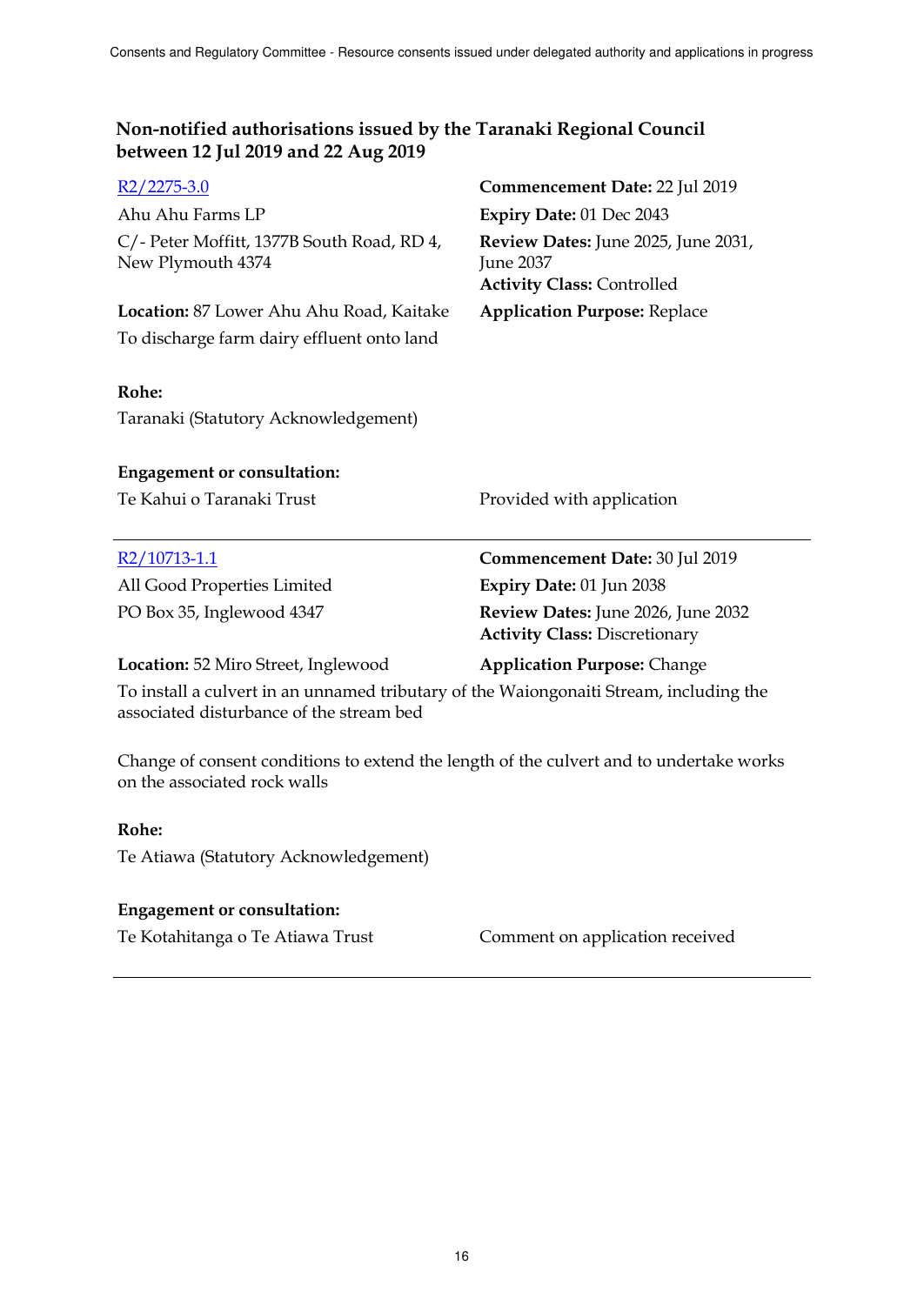## Non-notified authorisations issued by the Taranaki Regional Council between 12 Jul 2019 and 22 Aug 2019

[R2/2275-3.0]

Ahu Ahu Farms LP

C/- Peter Moffitt, 1377B South Road, RD 4, New Plymouth 4374

**Commencement Date:** 22 Jul 2019

**Expiry Date:** 01 Dec 2043

**Review Dates:** June 2025, June 2031, June 2037

**Activity Class:** Controlled

**Location:** 87 Lower Ahu Ahu Road, Kaitake

**Application Purpose:** Replace

To discharge farm dairy effluent onto land

**Rohe:**

Taranaki (Statutory Acknowledgement)

**Engagement or consultation:**

Te Kahui o Taranaki Trust — Provided with application

---

[R2/10713-1.1]

All Good Properties Limited

PO Box 35, Inglewood 4347

**Commencement Date:** 30 Jul 2019

**Expiry Date:** 01 Jun 2038

**Review Dates:** June 2026, June 2032

**Activity Class:** Discretionary

**Location:** 52 Miro Street, Inglewood

**Application Purpose:** Change

To install a culvert in an unnamed tributary of the Waiongonaiti Stream, including the associated disturbance of the stream bed

Change of consent conditions to extend the length of the culvert and to undertake works on the associated rock walls

**Rohe:**

Te Atiawa (Statutory Acknowledgement)

**Engagement or consultation:**

Te Kotahitanga o Te Atiawa Trust — Comment on application received

---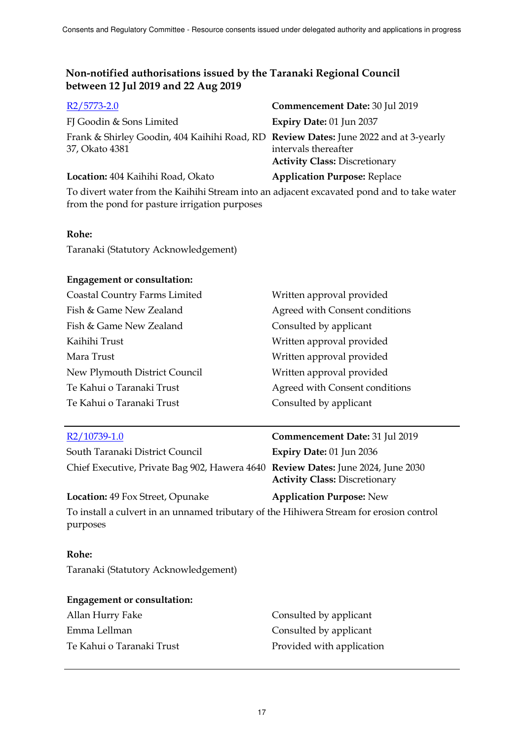## Non-notified authorisations issued by the Taranaki Regional Council between 12 Jul 2019 and 22 Aug 2019

[R2/5773-2.0]

FJ Goodin & Sons Limited

Frank & Shirley Goodin, 404 Kaihihi Road, RD 37, Okato 4381

**Location:** 404 Kaihihi Road, Okato

**Commencement Date:** 30 Jul 2019

**Expiry Date:** 01 Jun 2037

**Review Dates:** June 2022 and at 3-yearly intervals thereafter

**Activity Class:** Discretionary

**Application Purpose:** Replace

To divert water from the Kaihihi Stream into an adjacent excavated pond and to take water from the pond for pasture irrigation purposes

**Rohe:**

Taranaki (Statutory Acknowledgement)

**Engagement or consultation:**

| | |
|---|---|
| Coastal Country Farms Limited | Written approval provided |
| Fish & Game New Zealand | Agreed with Consent conditions |
| Fish & Game New Zealand | Consulted by applicant |
| Kaihihi Trust | Written approval provided |
| Mara Trust | Written approval provided |
| New Plymouth District Council | Written approval provided |
| Te Kahui o Taranaki Trust | Agreed with Consent conditions |
| Te Kahui o Taranaki Trust | Consulted by applicant |

---

[R2/10739-1.0]

South Taranaki District Council

Chief Executive, Private Bag 902, Hawera 4640

**Location:** 49 Fox Street, Opunake

**Commencement Date:** 31 Jul 2019

**Expiry Date:** 01 Jun 2036

**Review Dates:** June 2024, June 2030

**Activity Class:** Discretionary

**Application Purpose:** New

To install a culvert in an unnamed tributary of the Hihiwera Stream for erosion control purposes

**Rohe:**

Taranaki (Statutory Acknowledgement)

**Engagement or consultation:**

| | |
|---|---|
| Allan Hurry Fake | Consulted by applicant |
| Emma Lellman | Consulted by applicant |
| Te Kahui o Taranaki Trust | Provided with application |

---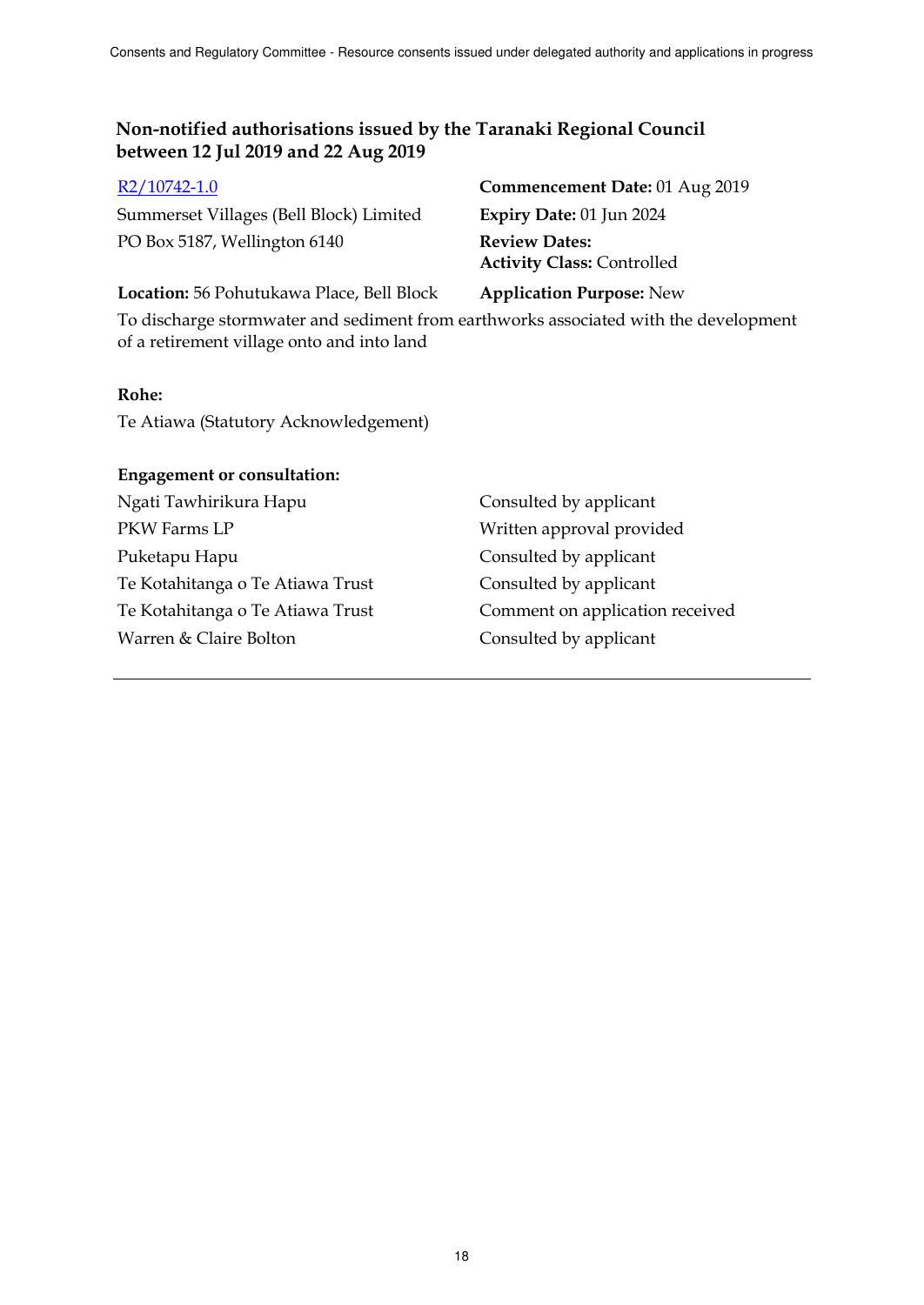## Non-notified authorisations issued by the Taranaki Regional Council between 12 Jul 2019 and 22 Aug 2019

[R2/10742-1.0](R2/10742-1.0)
Summerset Villages (Bell Block) Limited
PO Box 5187, Wellington 6140

**Commencement Date:** 01 Aug 2019
**Expiry Date:** 01 Jun 2024
**Review Dates:**
**Activity Class:** Controlled

**Location:** 56 Pohutukawa Place, Bell Block

**Application Purpose:** New

To discharge stormwater and sediment from earthworks associated with the development of a retirement village onto and into land

**Rohe:**

Te Atiawa (Statutory Acknowledgement)

**Engagement or consultation:**

| | |
|---|---|
| Ngati Tawhirikura Hapu | Consulted by applicant |
| PKW Farms LP | Written approval provided |
| Puketapu Hapu | Consulted by applicant |
| Te Kotahitanga o Te Atiawa Trust | Consulted by applicant |
| Te Kotahitanga o Te Atiawa Trust | Comment on application received |
| Warren & Claire Bolton | Consulted by applicant |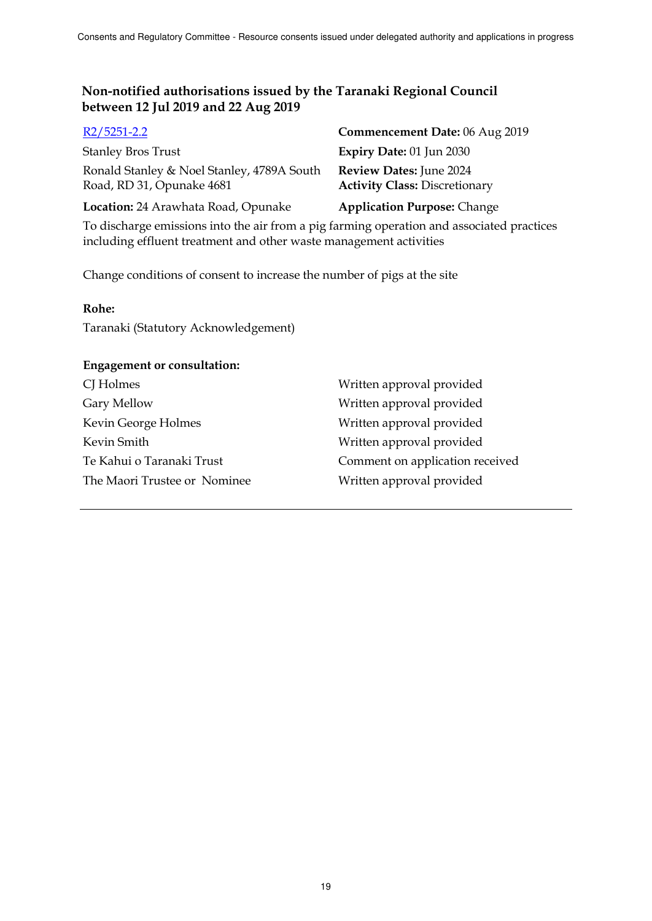## Non-notified authorisations issued by the Taranaki Regional Council between 12 Jul 2019 and 22 Aug 2019

[R2/5251-2.2](R2/5251-2.2)

Stanley Bros Trust

Ronald Stanley & Noel Stanley, 4789A South Road, RD 31, Opunake 4681

**Location:** 24 Arawhata Road, Opunake

**Commencement Date:** 06 Aug 2019

**Expiry Date:** 01 Jun 2030

**Review Dates:** June 2024

**Activity Class:** Discretionary

**Application Purpose:** Change

To discharge emissions into the air from a pig farming operation and associated practices including effluent treatment and other waste management activities

Change conditions of consent to increase the number of pigs at the site

**Rohe:**

Taranaki (Statutory Acknowledgement)

**Engagement or consultation:**

| | |
|---|---|
| CJ Holmes | Written approval provided |
| Gary Mellow | Written approval provided |
| Kevin George Holmes | Written approval provided |
| Kevin Smith | Written approval provided |
| Te Kahui o Taranaki Trust | Comment on application received |
| The Maori Trustee or Nominee | Written approval provided |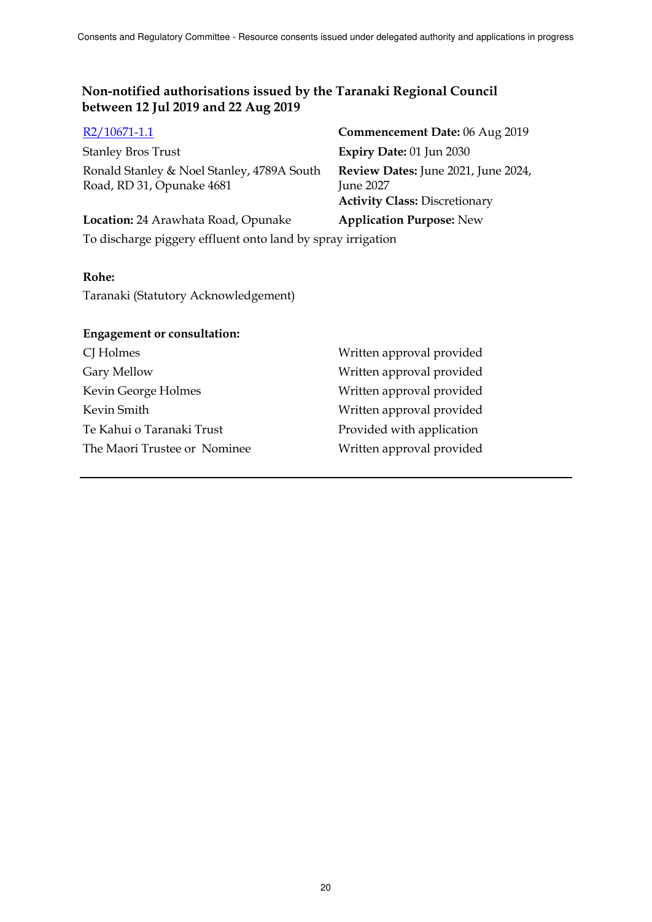## Non-notified authorisations issued by the Taranaki Regional Council between 12 Jul 2019 and 22 Aug 2019

R2/10671-1.1

Stanley Bros Trust

Ronald Stanley & Noel Stanley, 4789A South Road, RD 31, Opunake 4681

**Commencement Date:** 06 Aug 2019

**Expiry Date:** 01 Jun 2030

**Review Dates:** June 2021, June 2024, June 2027

**Activity Class:** Discretionary

**Location:** 24 Arawhata Road, Opunake

**Application Purpose:** New

To discharge piggery effluent onto land by spray irrigation

**Rohe:**

Taranaki (Statutory Acknowledgement)

**Engagement or consultation:**

| | |
|---|---|
| CJ Holmes | Written approval provided |
| Gary Mellow | Written approval provided |
| Kevin George Holmes | Written approval provided |
| Kevin Smith | Written approval provided |
| Te Kahui o Taranaki Trust | Provided with application |
| The Maori Trustee or Nominee | Written approval provided |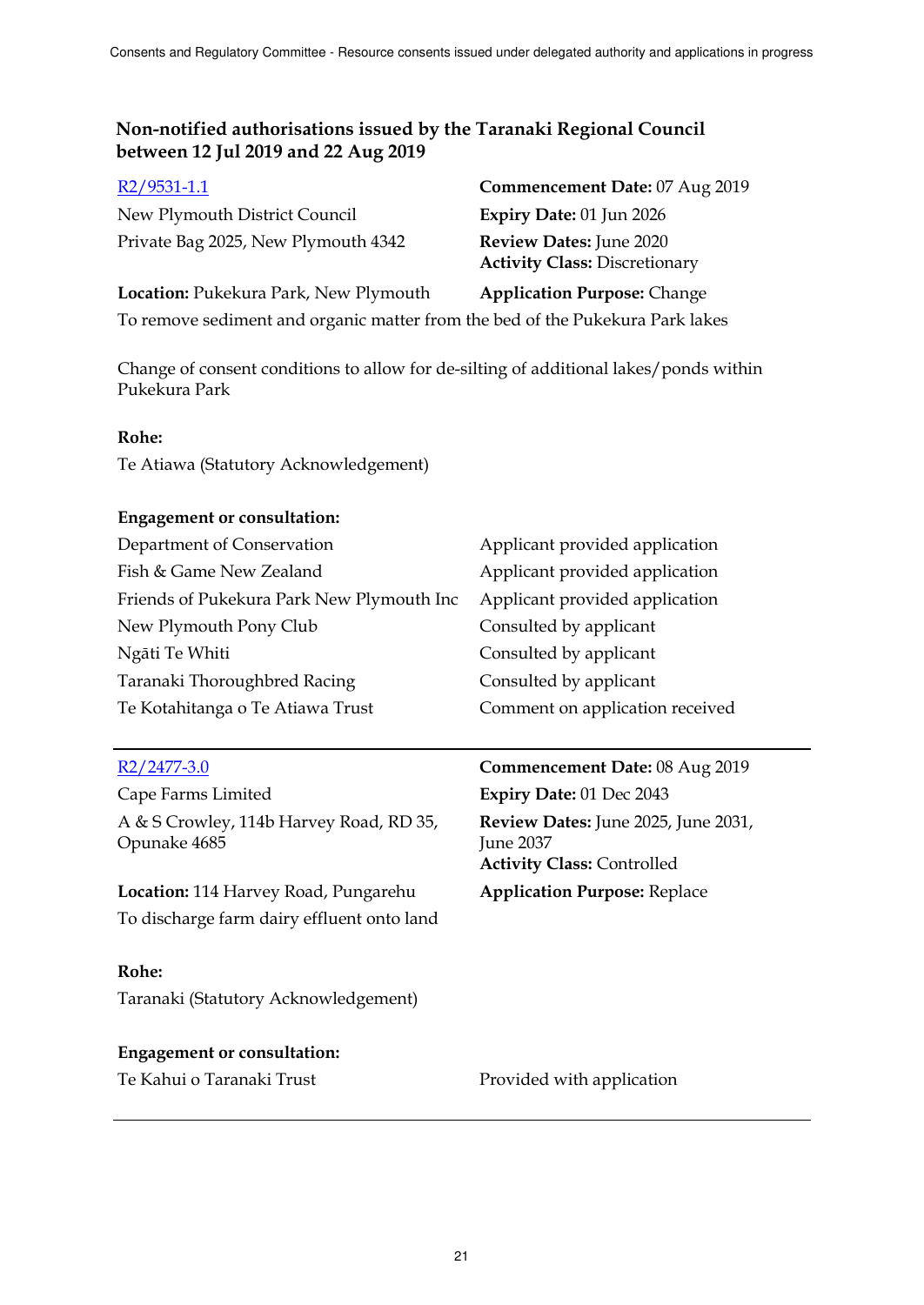## Non-notified authorisations issued by the Taranaki Regional Council between 12 Jul 2019 and 22 Aug 2019

[R2/9531-1.1](#)

New Plymouth District Council
Private Bag 2025, New Plymouth 4342

**Commencement Date:** 07 Aug 2019
**Expiry Date:** 01 Jun 2026
**Review Dates:** June 2020
**Activity Class:** Discretionary

**Location:** Pukekura Park, New Plymouth
**Application Purpose:** Change

To remove sediment and organic matter from the bed of the Pukekura Park lakes

Change of consent conditions to allow for de-silting of additional lakes/ponds within Pukekura Park

**Rohe:**

Te Atiawa (Statutory Acknowledgement)

**Engagement or consultation:**

| | |
|---|---|
| Department of Conservation | Applicant provided application |
| Fish & Game New Zealand | Applicant provided application |
| Friends of Pukekura Park New Plymouth Inc | Applicant provided application |
| New Plymouth Pony Club | Consulted by applicant |
| Ngāti Te Whiti | Consulted by applicant |
| Taranaki Thoroughbred Racing | Consulted by applicant |
| Te Kotahitanga o Te Atiawa Trust | Comment on application received |

---

[R2/2477-3.0](#)

Cape Farms Limited
A & S Crowley, 114b Harvey Road, RD 35, Opunake 4685

**Commencement Date:** 08 Aug 2019
**Expiry Date:** 01 Dec 2043
**Review Dates:** June 2025, June 2031, June 2037
**Activity Class:** Controlled

**Location:** 114 Harvey Road, Pungarehu
**Application Purpose:** Replace

To discharge farm dairy effluent onto land

**Rohe:**

Taranaki (Statutory Acknowledgement)

**Engagement or consultation:**

| | |
|---|---|
| Te Kahui o Taranaki Trust | Provided with application |

---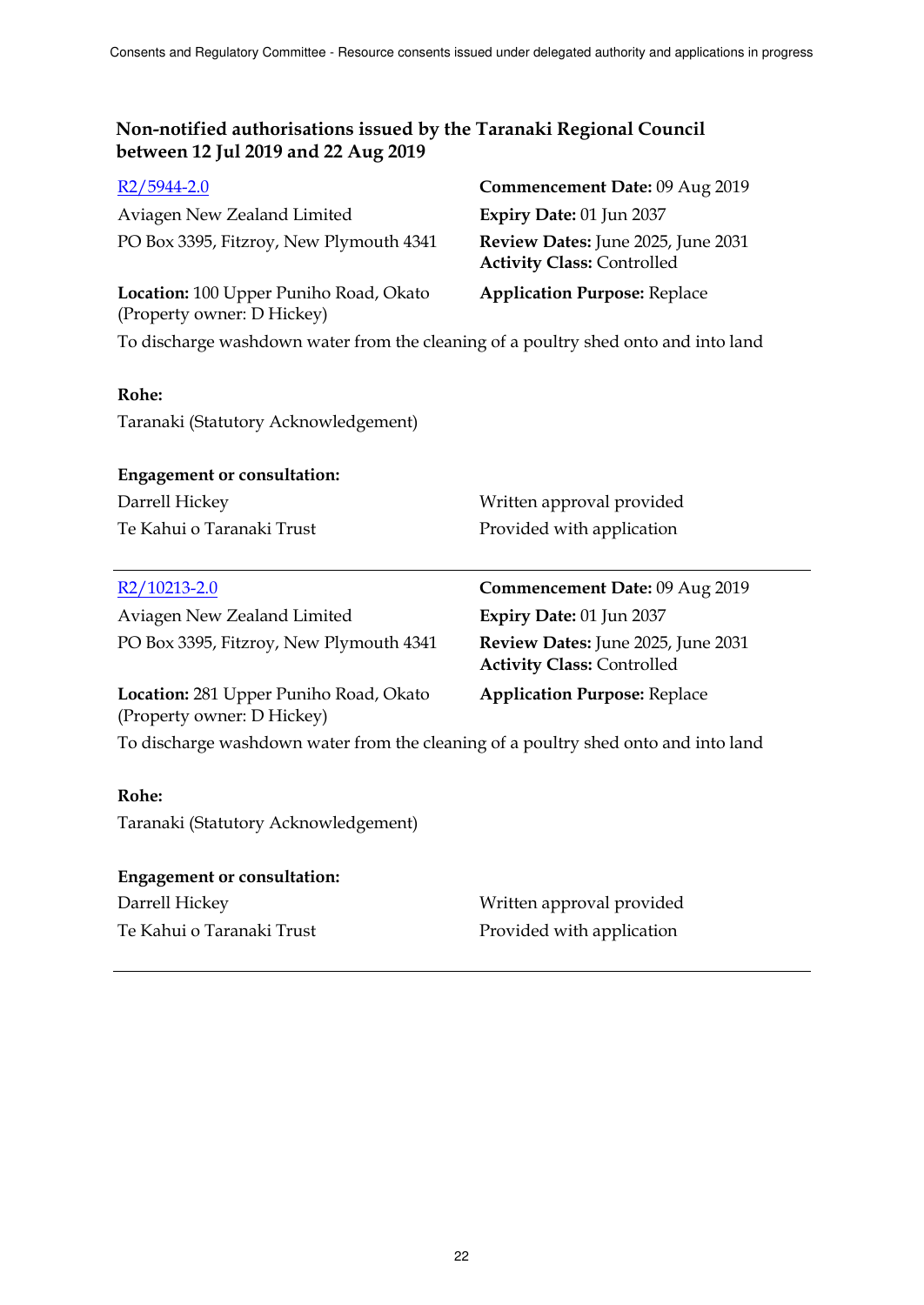## Non-notified authorisations issued by the Taranaki Regional Council between 12 Jul 2019 and 22 Aug 2019

R2/5944-2.0

Aviagen New Zealand Limited
PO Box 3395, Fitzroy, New Plymouth 4341

**Commencement Date:** 09 Aug 2019
**Expiry Date:** 01 Jun 2037
**Review Dates:** June 2025, June 2031
**Activity Class:** Controlled

**Location:** 100 Upper Puniho Road, Okato (Property owner: D Hickey)

**Application Purpose:** Replace

To discharge washdown water from the cleaning of a poultry shed onto and into land

**Rohe:**
Taranaki (Statutory Acknowledgement)

**Engagement or consultation:**

| | |
|---|---|
| Darrell Hickey | Written approval provided |
| Te Kahui o Taranaki Trust | Provided with application |

---

R2/10213-2.0

Aviagen New Zealand Limited
PO Box 3395, Fitzroy, New Plymouth 4341

**Commencement Date:** 09 Aug 2019
**Expiry Date:** 01 Jun 2037
**Review Dates:** June 2025, June 2031
**Activity Class:** Controlled

**Location:** 281 Upper Puniho Road, Okato (Property owner: D Hickey)

**Application Purpose:** Replace

To discharge washdown water from the cleaning of a poultry shed onto and into land

**Rohe:**
Taranaki (Statutory Acknowledgement)

**Engagement or consultation:**

| | |
|---|---|
| Darrell Hickey | Written approval provided |
| Te Kahui o Taranaki Trust | Provided with application |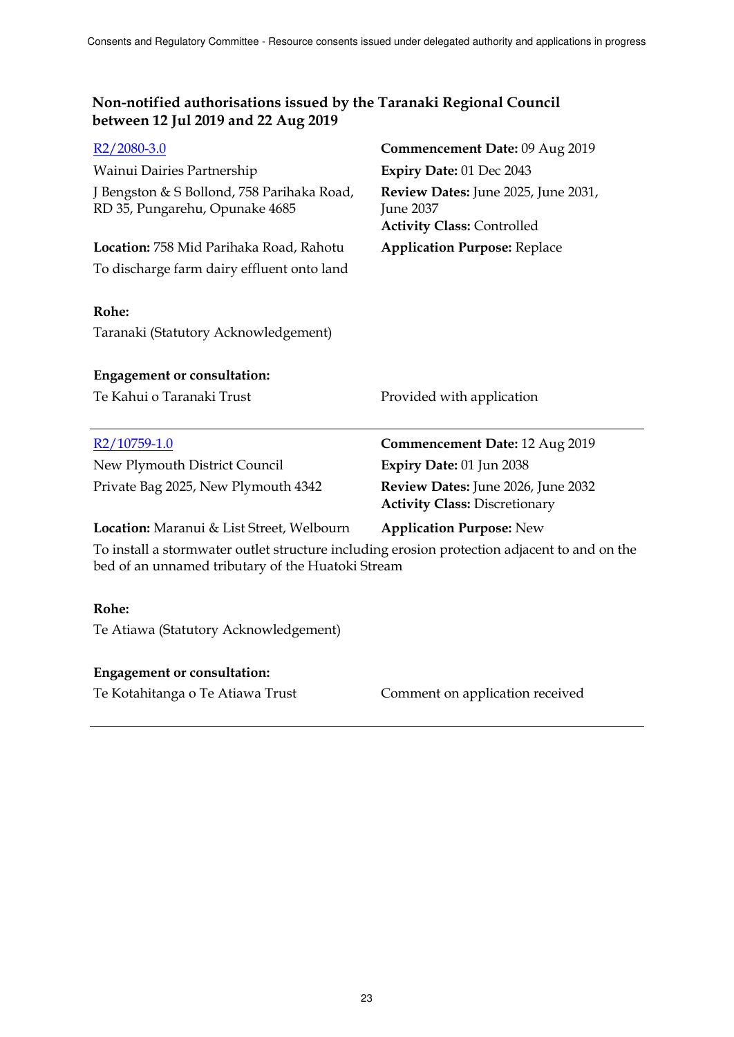## Non-notified authorisations issued by the Taranaki Regional Council between 12 Jul 2019 and 22 Aug 2019

[R2/2080-3.0]

Wainui Dairies Partnership

J Bengston & S Bollond, 758 Parihaka Road, RD 35, Pungarehu, Opunake 4685

**Commencement Date:** 09 Aug 2019

**Expiry Date:** 01 Dec 2043

**Review Dates:** June 2025, June 2031, June 2037

**Activity Class:** Controlled

**Location:** 758 Mid Parihaka Road, Rahotu

**Application Purpose:** Replace

To discharge farm dairy effluent onto land

**Rohe:**

Taranaki (Statutory Acknowledgement)

**Engagement or consultation:**

Te Kahui o Taranaki Trust — Provided with application

---

[R2/10759-1.0]

New Plymouth District Council

Private Bag 2025, New Plymouth 4342

**Commencement Date:** 12 Aug 2019

**Expiry Date:** 01 Jun 2038

**Review Dates:** June 2026, June 2032

**Activity Class:** Discretionary

**Location:** Maranui & List Street, Welbourn

**Application Purpose:** New

To install a stormwater outlet structure including erosion protection adjacent to and on the bed of an unnamed tributary of the Huatoki Stream

**Rohe:**

Te Atiawa (Statutory Acknowledgement)

**Engagement or consultation:**

Te Kotahitanga o Te Atiawa Trust — Comment on application received

---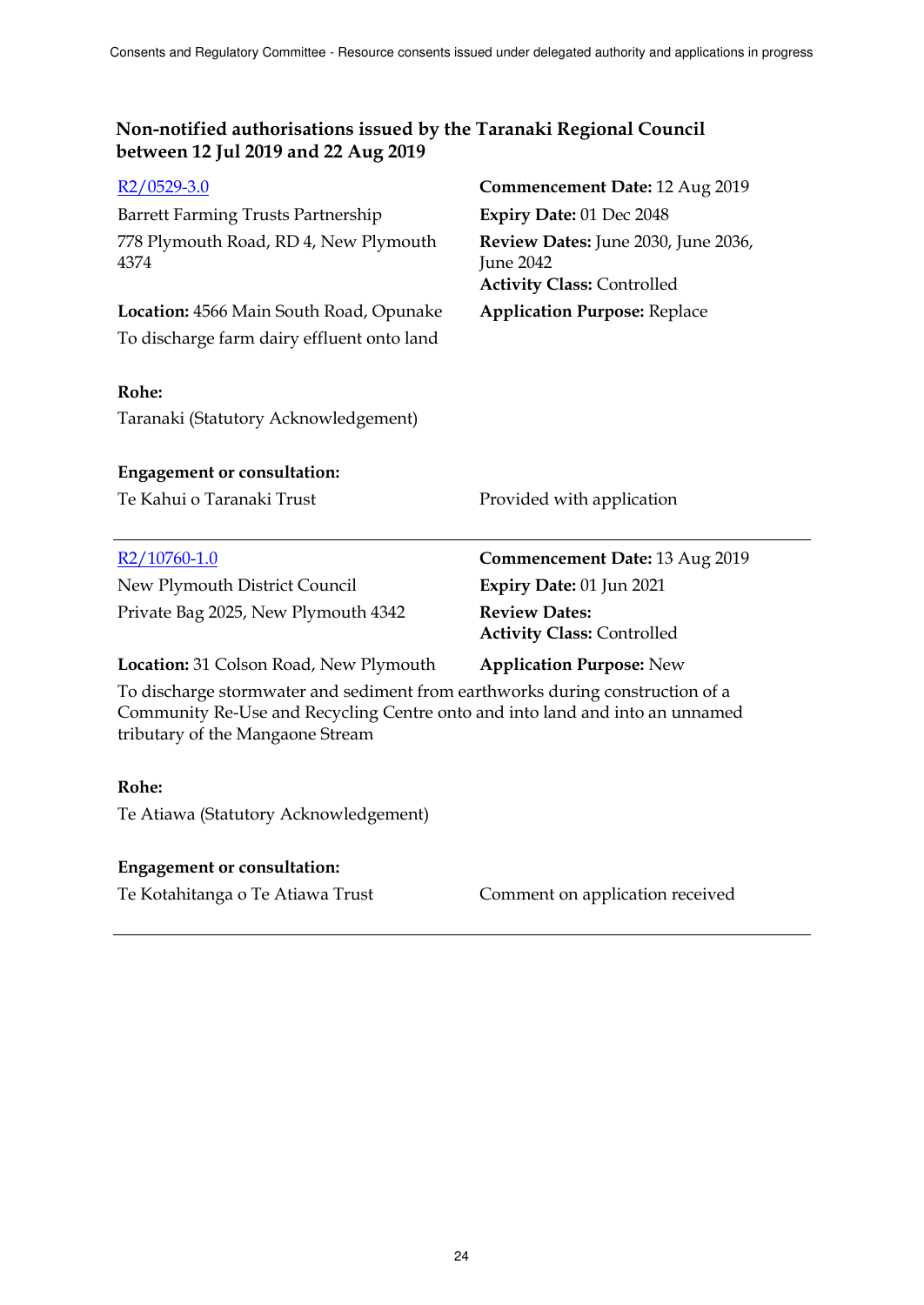## Non-notified authorisations issued by the Taranaki Regional Council between 12 Jul 2019 and 22 Aug 2019

[R2/0529-3.0](#)

Barrett Farming Trusts Partnership
778 Plymouth Road, RD 4, New Plymouth 4374

**Commencement Date:** 12 Aug 2019
**Expiry Date:** 01 Dec 2048
**Review Dates:** June 2030, June 2036, June 2042
**Activity Class:** Controlled

**Location:** 4566 Main South Road, Opunake
**Application Purpose:** Replace

To discharge farm dairy effluent onto land

**Rohe:**
Taranaki (Statutory Acknowledgement)

**Engagement or consultation:**

| | |
|---|---|
| Te Kahui o Taranaki Trust | Provided with application |

---

[R2/10760-1.0](#)

New Plymouth District Council
Private Bag 2025, New Plymouth 4342

**Commencement Date:** 13 Aug 2019
**Expiry Date:** 01 Jun 2021
**Review Dates:**
**Activity Class:** Controlled

**Location:** 31 Colson Road, New Plymouth
**Application Purpose:** New

To discharge stormwater and sediment from earthworks during construction of a Community Re-Use and Recycling Centre onto and into land and into an unnamed tributary of the Mangaone Stream

**Rohe:**
Te Atiawa (Statutory Acknowledgement)

**Engagement or consultation:**

| | |
|---|---|
| Te Kotahitanga o Te Atiawa Trust | Comment on application received |

---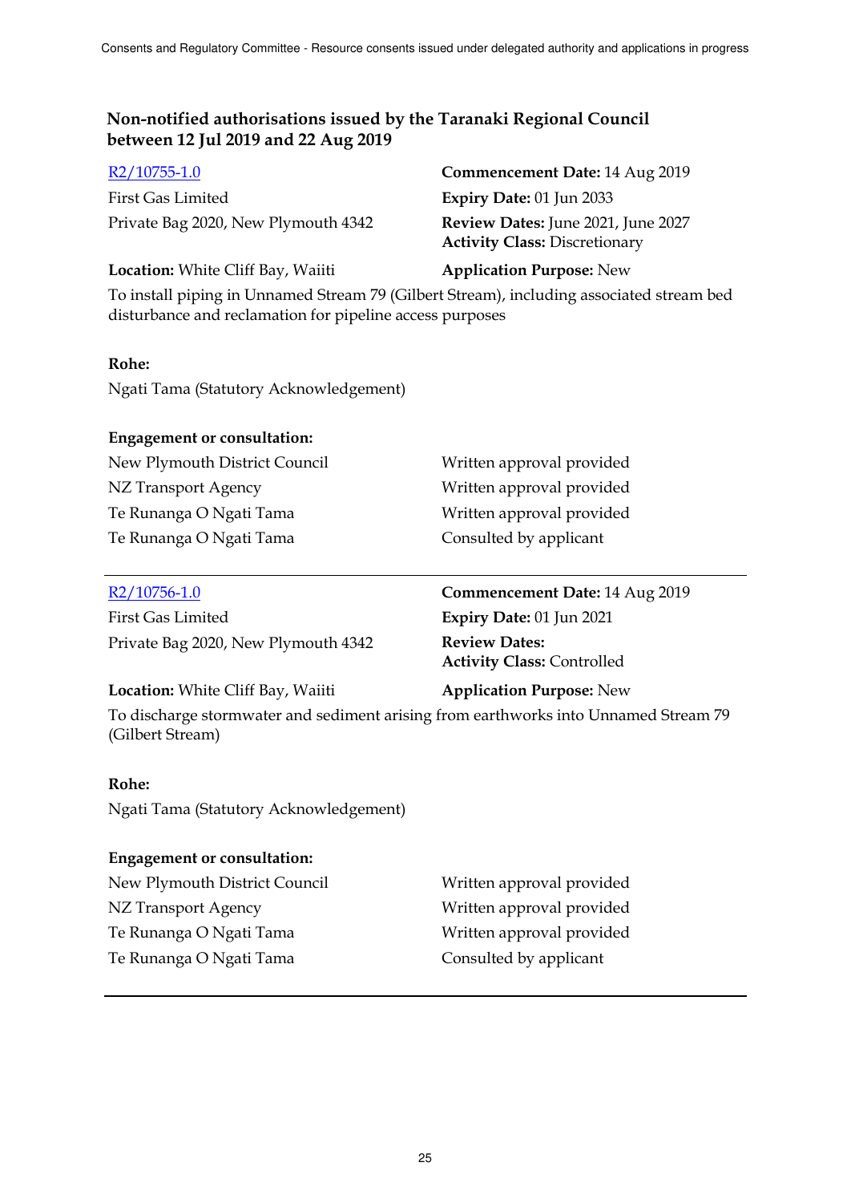## Non-notified authorisations issued by the Taranaki Regional Council between 12 Jul 2019 and 22 Aug 2019

[R2/10755-1.0](R2/10755-1.0)

First Gas Limited

Private Bag 2020, New Plymouth 4342

**Commencement Date:** 14 Aug 2019

**Expiry Date:** 01 Jun 2033

**Review Dates:** June 2021, June 2027

**Activity Class:** Discretionary

**Location:** White Cliff Bay, Waiiti

**Application Purpose:** New

To install piping in Unnamed Stream 79 (Gilbert Stream), including associated stream bed disturbance and reclamation for pipeline access purposes

**Rohe:**

Ngati Tama (Statutory Acknowledgement)

**Engagement or consultation:**

| | |
|---|---|
| New Plymouth District Council | Written approval provided |
| NZ Transport Agency | Written approval provided |
| Te Runanga O Ngati Tama | Written approval provided |
| Te Runanga O Ngati Tama | Consulted by applicant |

---

[R2/10756-1.0](R2/10756-1.0)

First Gas Limited

Private Bag 2020, New Plymouth 4342

**Commencement Date:** 14 Aug 2019

**Expiry Date:** 01 Jun 2021

**Review Dates:**

**Activity Class:** Controlled

**Location:** White Cliff Bay, Waiiti

**Application Purpose:** New

To discharge stormwater and sediment arising from earthworks into Unnamed Stream 79 (Gilbert Stream)

**Rohe:**

Ngati Tama (Statutory Acknowledgement)

**Engagement or consultation:**

| | |
|---|---|
| New Plymouth District Council | Written approval provided |
| NZ Transport Agency | Written approval provided |
| Te Runanga O Ngati Tama | Written approval provided |
| Te Runanga O Ngati Tama | Consulted by applicant |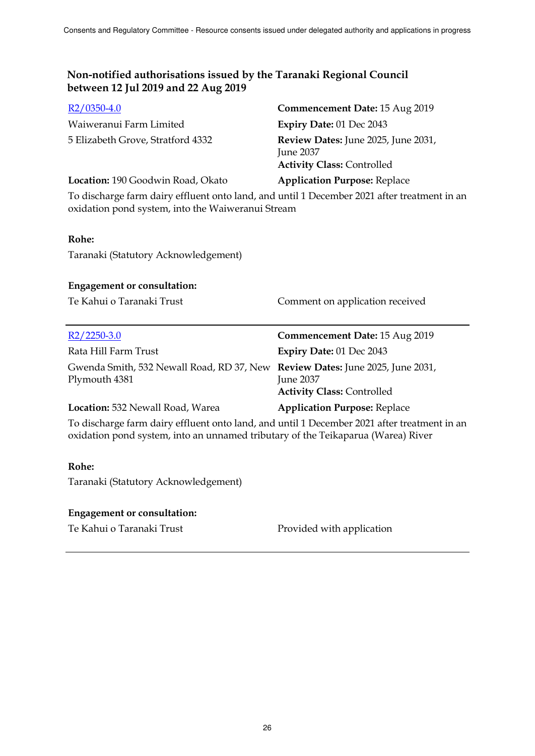## Non-notified authorisations issued by the Taranaki Regional Council between 12 Jul 2019 and 22 Aug 2019

| | |
|---|---|
| R2/0350-4.0 | **Commencement Date:** 15 Aug 2019 |
| Waiweranui Farm Limited | **Expiry Date:** 01 Dec 2043 |
| 5 Elizabeth Grove, Stratford 4332 | **Review Dates:** June 2025, June 2031, June 2037 |
| | **Activity Class:** Controlled |
| **Location:** 190 Goodwin Road, Okato | **Application Purpose:** Replace |

To discharge farm dairy effluent onto land, and until 1 December 2021 after treatment in an oxidation pond system, into the Waiweranui Stream

**Rohe:**

Taranaki (Statutory Acknowledgement)

**Engagement or consultation:**

| | |
|---|---|
| Te Kahui o Taranaki Trust | Comment on application received |

---

| | |
|---|---|
| R2/2250-3.0 | **Commencement Date:** 15 Aug 2019 |
| Rata Hill Farm Trust | **Expiry Date:** 01 Dec 2043 |
| Gwenda Smith, 532 Newall Road, RD 37, New Plymouth 4381 | **Review Dates:** June 2025, June 2031, June 2037 |
| | **Activity Class:** Controlled |
| **Location:** 532 Newall Road, Warea | **Application Purpose:** Replace |

To discharge farm dairy effluent onto land, and until 1 December 2021 after treatment in an oxidation pond system, into an unnamed tributary of the Teikaparua (Warea) River

**Rohe:**

Taranaki (Statutory Acknowledgement)

**Engagement or consultation:**

| | |
|---|---|
| Te Kahui o Taranaki Trust | Provided with application |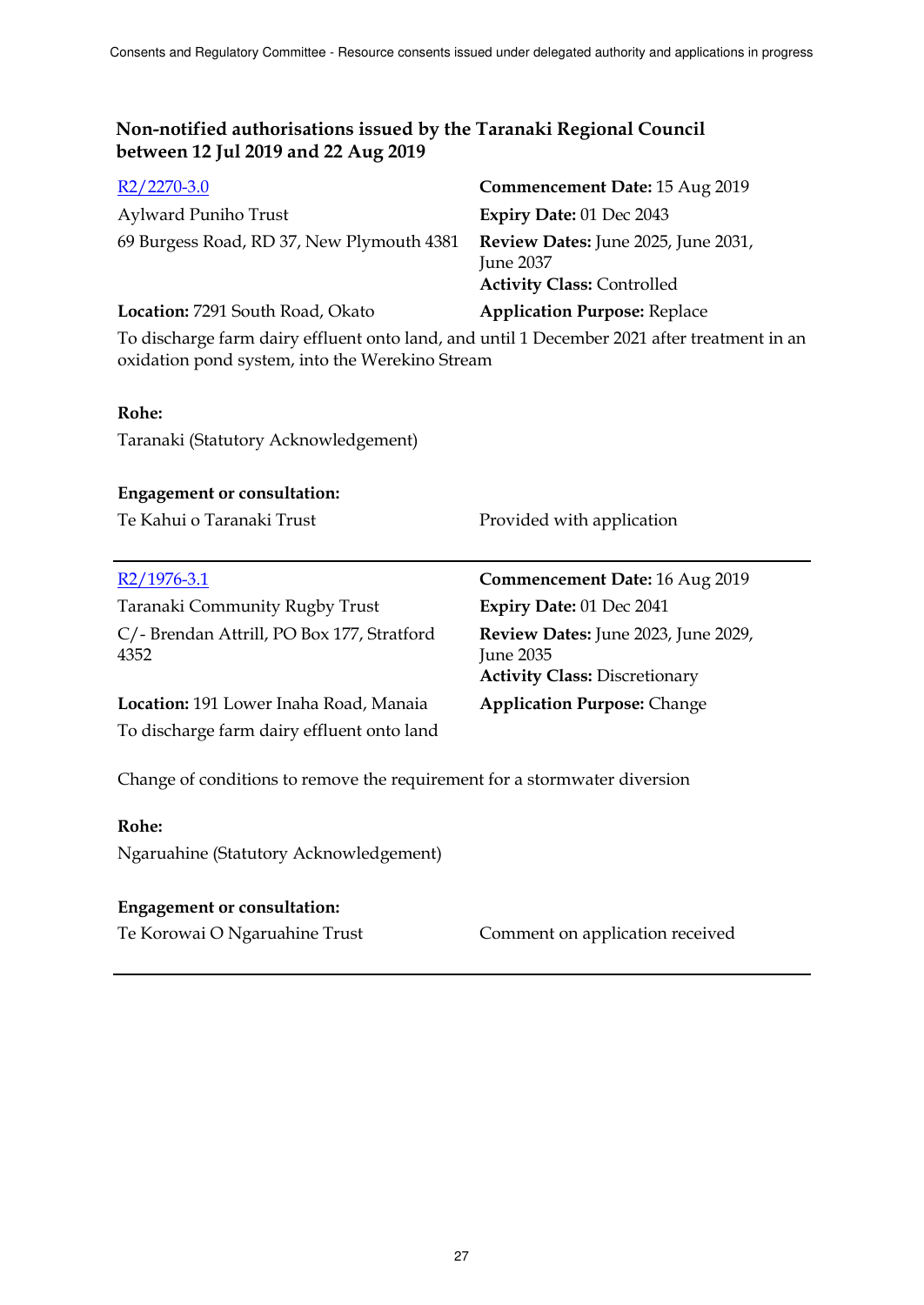## Non-notified authorisations issued by the Taranaki Regional Council between 12 Jul 2019 and 22 Aug 2019

[R2/2270-3.0](R2/2270-3.0)

Aylward Puniho Trust
69 Burgess Road, RD 37, New Plymouth 4381

**Commencement Date:** 15 Aug 2019
**Expiry Date:** 01 Dec 2043
**Review Dates:** June 2025, June 2031, June 2037
**Activity Class:** Controlled

**Location:** 7291 South Road, Okato
**Application Purpose:** Replace

To discharge farm dairy effluent onto land, and until 1 December 2021 after treatment in an oxidation pond system, into the Werekino Stream

**Rohe:**

Taranaki (Statutory Acknowledgement)

**Engagement or consultation:**

| | |
|---|---|
| Te Kahui o Taranaki Trust | Provided with application |

---

[R2/1976-3.1](R2/1976-3.1)

Taranaki Community Rugby Trust
C/- Brendan Attrill, PO Box 177, Stratford 4352

**Commencement Date:** 16 Aug 2019
**Expiry Date:** 01 Dec 2041
**Review Dates:** June 2023, June 2029, June 2035
**Activity Class:** Discretionary

**Location:** 191 Lower Inaha Road, Manaia
**Application Purpose:** Change

To discharge farm dairy effluent onto land

Change of conditions to remove the requirement for a stormwater diversion

**Rohe:**

Ngaruahine (Statutory Acknowledgement)

**Engagement or consultation:**

| | |
|---|---|
| Te Korowai O Ngaruahine Trust | Comment on application received |

---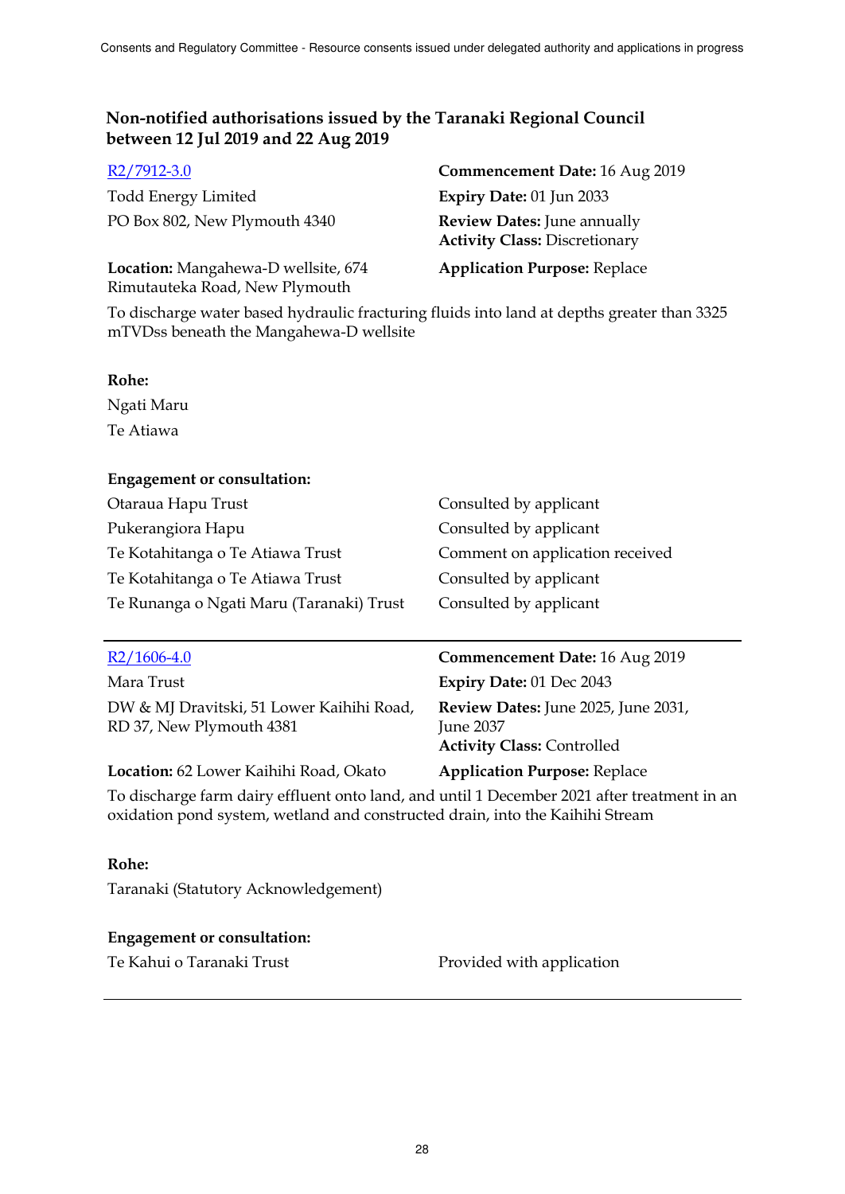## Non-notified authorisations issued by the Taranaki Regional Council between 12 Jul 2019 and 22 Aug 2019

[R2/7912-3.0](R2/7912-3.0)

Todd Energy Limited
PO Box 802, New Plymouth 4340

**Commencement Date:** 16 Aug 2019
**Expiry Date:** 01 Jun 2033
**Review Dates:** June annually
**Activity Class:** Discretionary

**Location:** Mangahewa-D wellsite, 674 Rimutauteka Road, New Plymouth

**Application Purpose:** Replace

To discharge water based hydraulic fracturing fluids into land at depths greater than 3325 mTVDss beneath the Mangahewa-D wellsite

**Rohe:**

Ngati Maru
Te Atiawa

**Engagement or consultation:**

| | |
|---|---|
| Otaraua Hapu Trust | Consulted by applicant |
| Pukerangiora Hapu | Consulted by applicant |
| Te Kotahitanga o Te Atiawa Trust | Comment on application received |
| Te Kotahitanga o Te Atiawa Trust | Consulted by applicant |
| Te Runanga o Ngati Maru (Taranaki) Trust | Consulted by applicant |

---

[R2/1606-4.0](R2/1606-4.0)

Mara Trust
DW & MJ Dravitski, 51 Lower Kaihihi Road, RD 37, New Plymouth 4381

**Commencement Date:** 16 Aug 2019
**Expiry Date:** 01 Dec 2043
**Review Dates:** June 2025, June 2031, June 2037
**Activity Class:** Controlled

**Location:** 62 Lower Kaihihi Road, Okato

**Application Purpose:** Replace

To discharge farm dairy effluent onto land, and until 1 December 2021 after treatment in an oxidation pond system, wetland and constructed drain, into the Kaihihi Stream

**Rohe:**

Taranaki (Statutory Acknowledgement)

**Engagement or consultation:**

| | |
|---|---|
| Te Kahui o Taranaki Trust | Provided with application |

---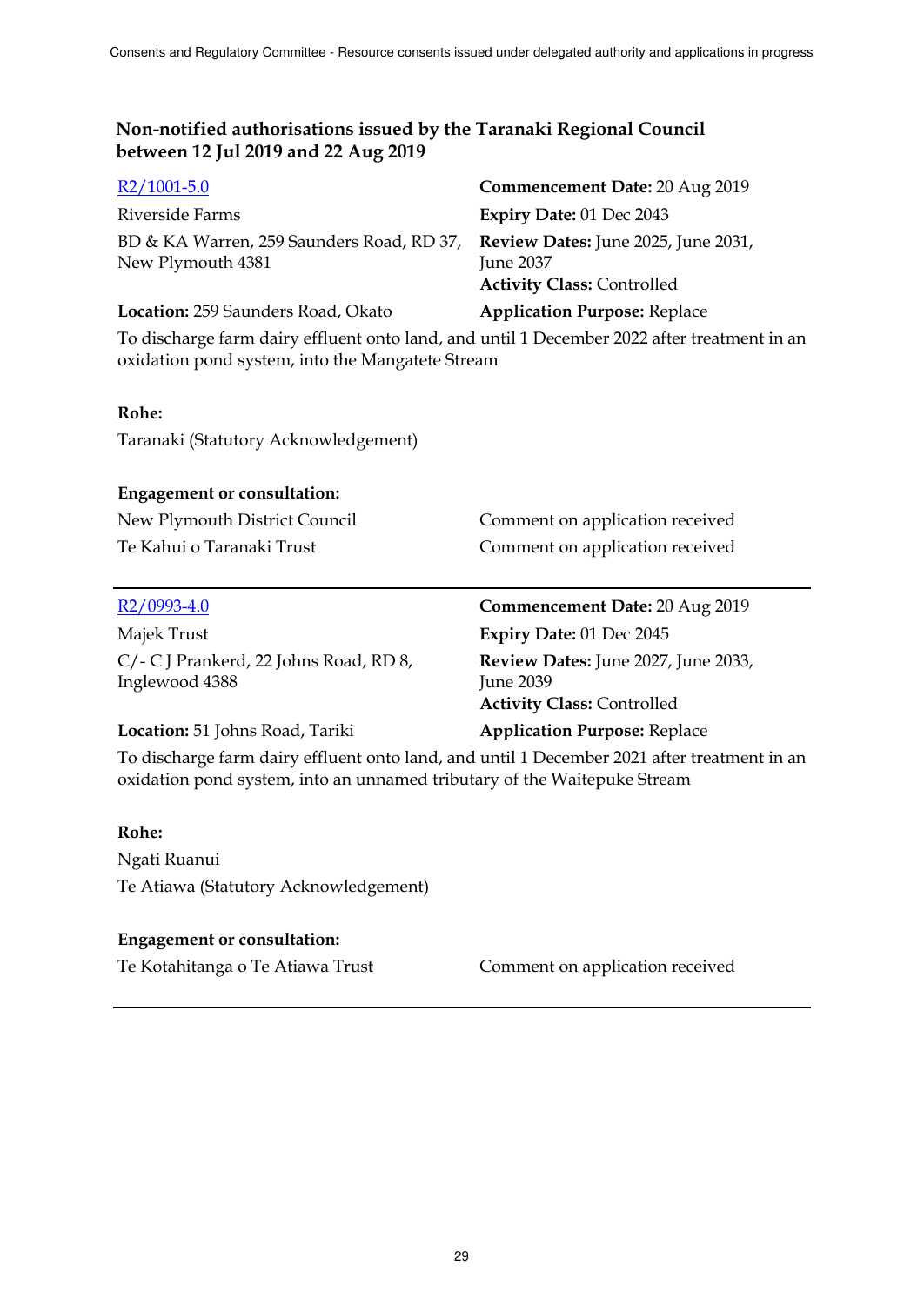## Non-notified authorisations issued by the Taranaki Regional Council between 12 Jul 2019 and 22 Aug 2019

| | |
|---|---|
| R2/1001-5.0 | **Commencement Date:** 20 Aug 2019 |
| Riverside Farms | **Expiry Date:** 01 Dec 2043 |
| BD & KA Warren, 259 Saunders Road, RD 37, New Plymouth 4381 | **Review Dates:** June 2025, June 2031, June 2037 |
| | **Activity Class:** Controlled |
| **Location:** 259 Saunders Road, Okato | **Application Purpose:** Replace |

To discharge farm dairy effluent onto land, and until 1 December 2022 after treatment in an oxidation pond system, into the Mangatete Stream

**Rohe:**

Taranaki (Statutory Acknowledgement)

**Engagement or consultation:**

| | |
|---|---|
| New Plymouth District Council | Comment on application received |
| Te Kahui o Taranaki Trust | Comment on application received |

---

| | |
|---|---|
| R2/0993-4.0 | **Commencement Date:** 20 Aug 2019 |
| Majek Trust | **Expiry Date:** 01 Dec 2045 |
| C/- C J Prankerd, 22 Johns Road, RD 8, Inglewood 4388 | **Review Dates:** June 2027, June 2033, June 2039 |
| | **Activity Class:** Controlled |
| **Location:** 51 Johns Road, Tariki | **Application Purpose:** Replace |

To discharge farm dairy effluent onto land, and until 1 December 2021 after treatment in an oxidation pond system, into an unnamed tributary of the Waitepuke Stream

**Rohe:**

Ngati Ruanui

Te Atiawa (Statutory Acknowledgement)

**Engagement or consultation:**

| | |
|---|---|
| Te Kotahitanga o Te Atiawa Trust | Comment on application received |

---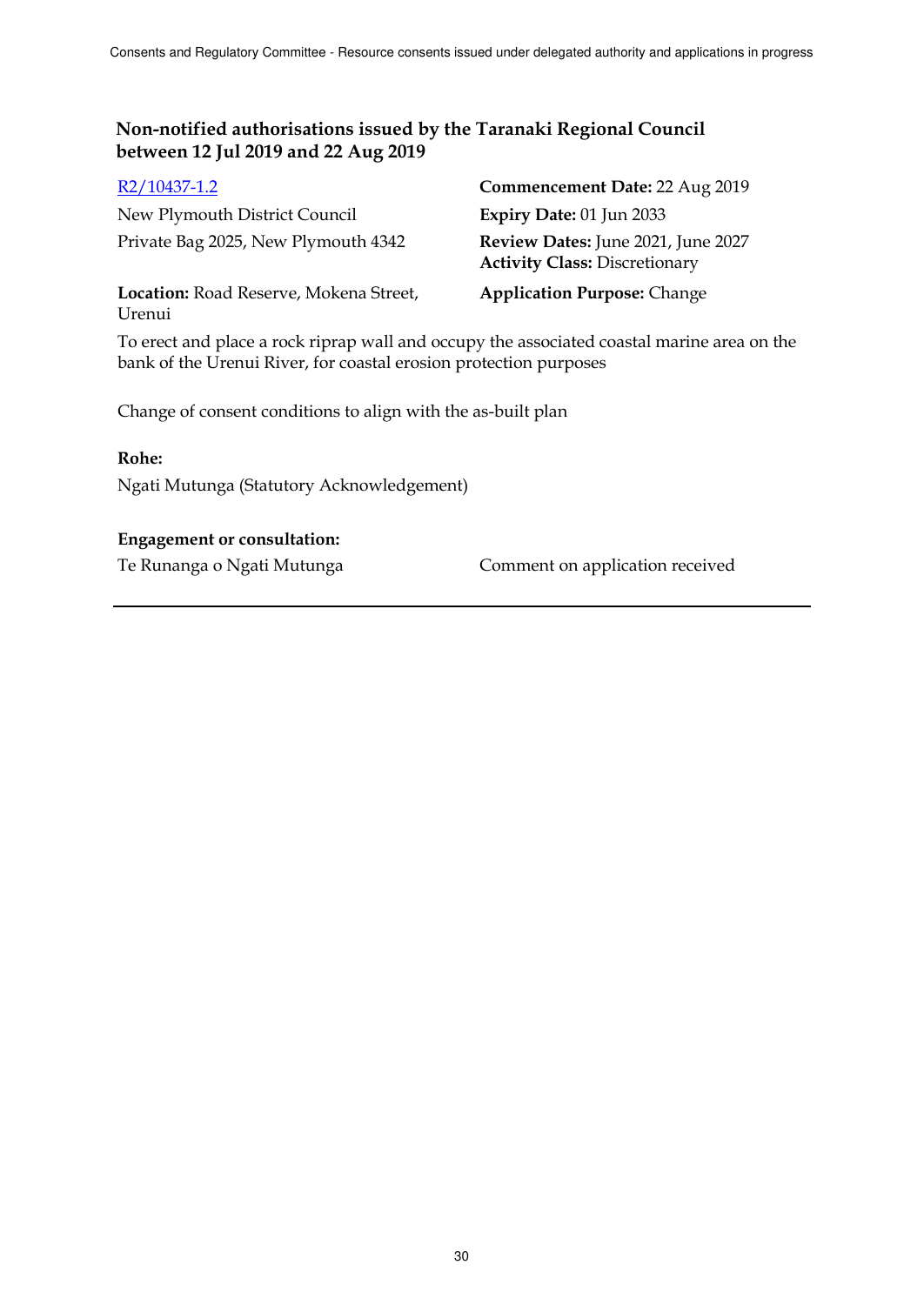## Non-notified authorisations issued by the Taranaki Regional Council between 12 Jul 2019 and 22 Aug 2019

R2/10437-1.2

New Plymouth District Council
Private Bag 2025, New Plymouth 4342

**Commencement Date:** 22 Aug 2019
**Expiry Date:** 01 Jun 2033
**Review Dates:** June 2021, June 2027
**Activity Class:** Discretionary

**Location:** Road Reserve, Mokena Street, Urenui

**Application Purpose:** Change

To erect and place a rock riprap wall and occupy the associated coastal marine area on the bank of the Urenui River, for coastal erosion protection purposes

Change of consent conditions to align with the as-built plan

**Rohe:**

Ngati Mutunga (Statutory Acknowledgement)

**Engagement or consultation:**

Te Runanga o Ngati Mutunga — Comment on application received